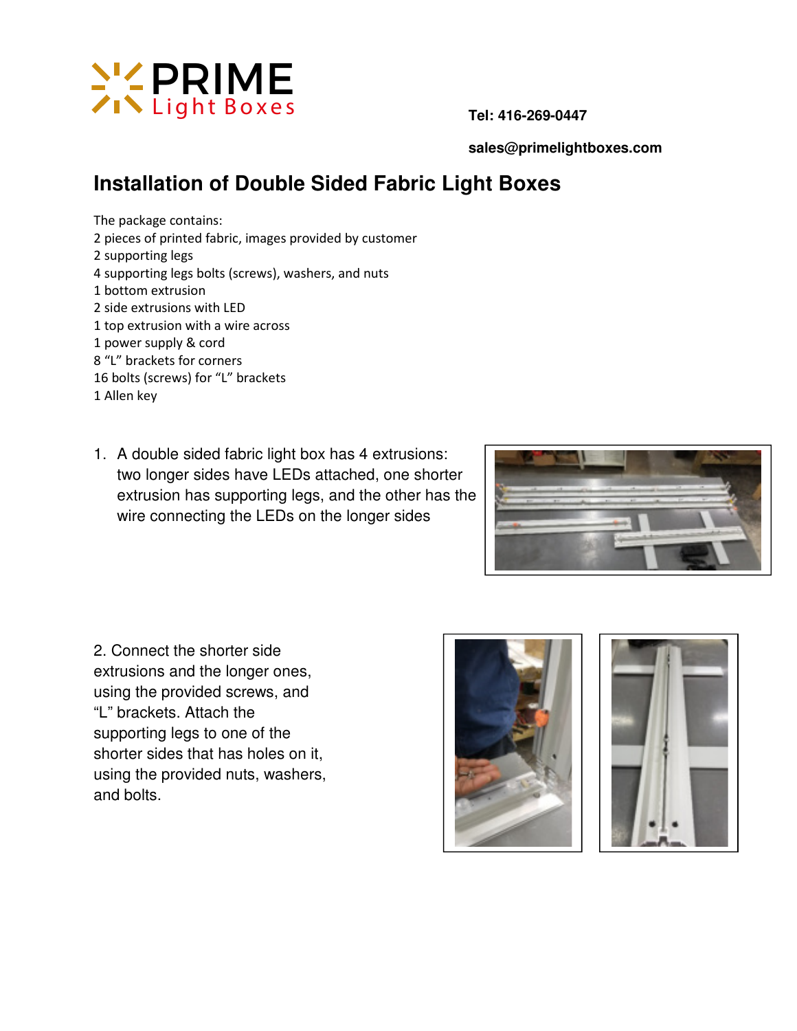PRIME Light Boxes

**Tel: 416-269-0447**

**sales@primelightboxes.com**

# Installation of Double Sided Fabric Light Boxes

The package contains:
2 pieces of printed fabric, images provided by customer
2 supporting legs
4 supporting legs bolts (screws), washers, and nuts
1 bottom extrusion
2 side extrusions with LED
1 top extrusion with a wire across
1 power supply & cord
8 "L" brackets for corners
16 bolts (screws) for "L" brackets
1 Allen key

1. A double sided fabric light box has 4 extrusions: two longer sides have LEDs attached, one shorter extrusion has supporting legs, and the other has the wire connecting the LEDs on the longer sides

2. Connect the shorter side extrusions and the longer ones, using the provided screws, and "L" brackets. Attach the supporting legs to one of the shorter sides that has holes on it, using the provided nuts, washers, and bolts.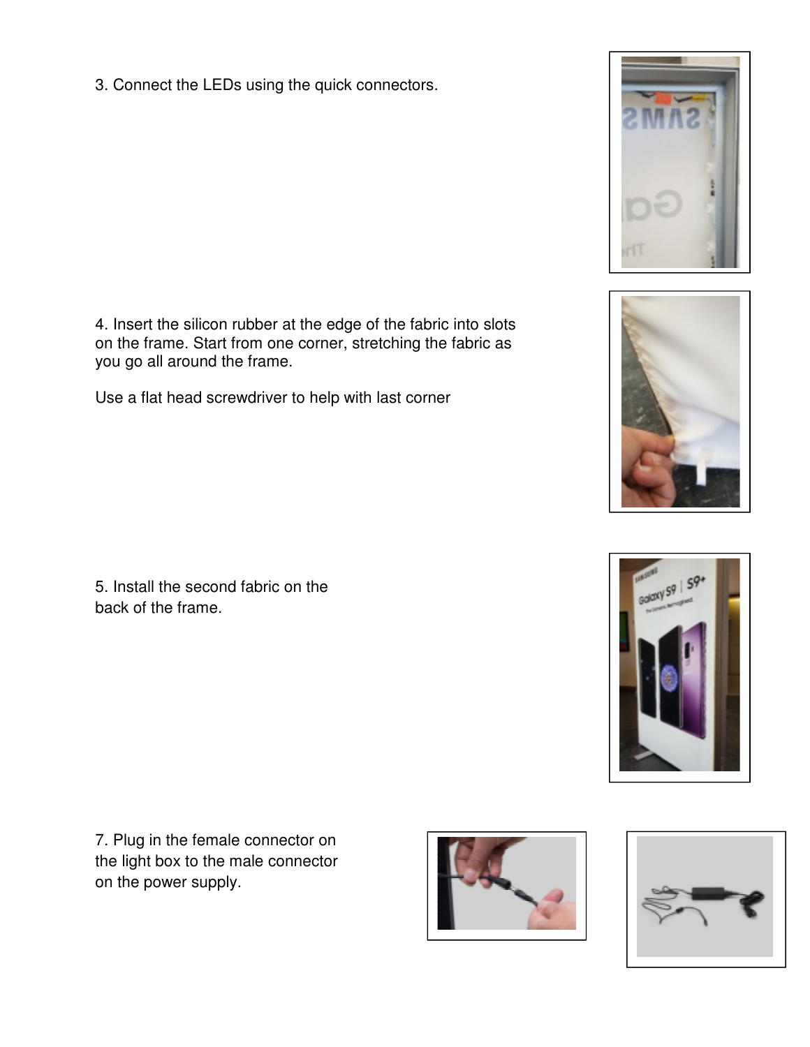3. Connect the LEDs using the quick connectors.

4. Insert the silicon rubber at the edge of the fabric into slots on the frame. Start from one corner, stretching the fabric as you go all around the frame.

Use a flat head screwdriver to help with last corner

5. Install the second fabric on the back of the frame.

7. Plug in the female connector on the light box to the male connector on the power supply.